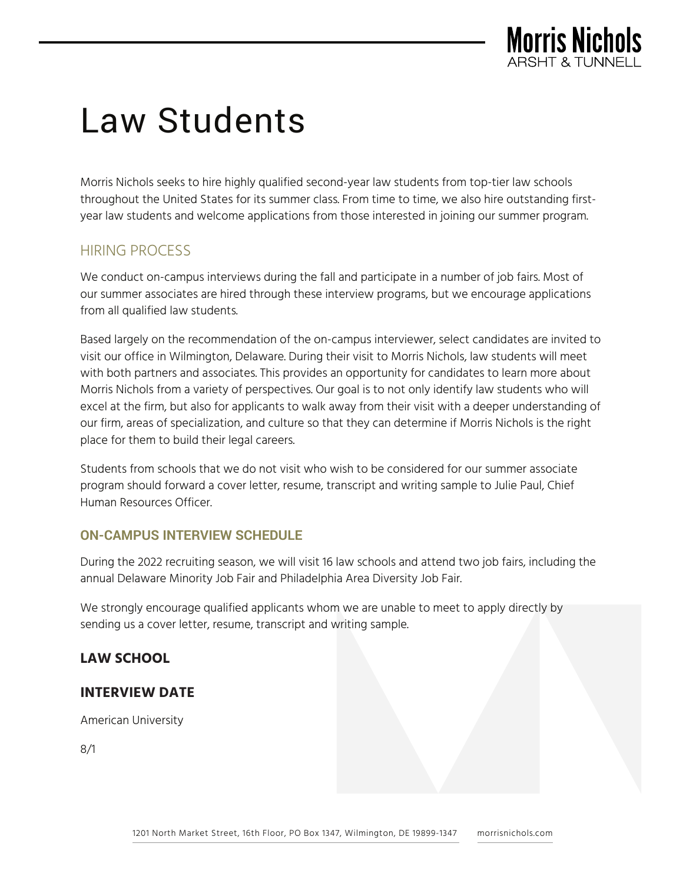# Law Students

Morris Nichols seeks to hire highly qualified second-year law students from top-tier law schools throughout the United States for its summer class. From time to time, we also hire outstanding first-year law students and welcome applications from those interested in joining our summer program.

## HIRING PROCESS

We conduct on-campus interviews during the fall and participate in a number of job fairs. Most of our summer associates are hired through these interview programs, but we encourage applications from all qualified law students.

Based largely on the recommendation of the on-campus interviewer, select candidates are invited to visit our office in Wilmington, Delaware. During their visit to Morris Nichols, law students will meet with both partners and associates. This provides an opportunity for candidates to learn more about Morris Nichols from a variety of perspectives. Our goal is to not only identify law students who will excel at the firm, but also for applicants to walk away from their visit with a deeper understanding of our firm, areas of specialization, and culture so that they can determine if Morris Nichols is the right place for them to build their legal careers.

Students from schools that we do not visit who wish to be considered for our summer associate program should forward a cover letter, resume, transcript and writing sample to Julie Paul, Chief Human Resources Officer.

### ON-CAMPUS INTERVIEW SCHEDULE

During the 2022 recruiting season, we will visit 16 law schools and attend two job fairs, including the annual Delaware Minority Job Fair and Philadelphia Area Diversity Job Fair.

We strongly encourage qualified applicants whom we are unable to meet to apply directly by sending us a cover letter, resume, transcript and writing sample.

**LAW SCHOOL**

**INTERVIEW DATE**

American University

8/1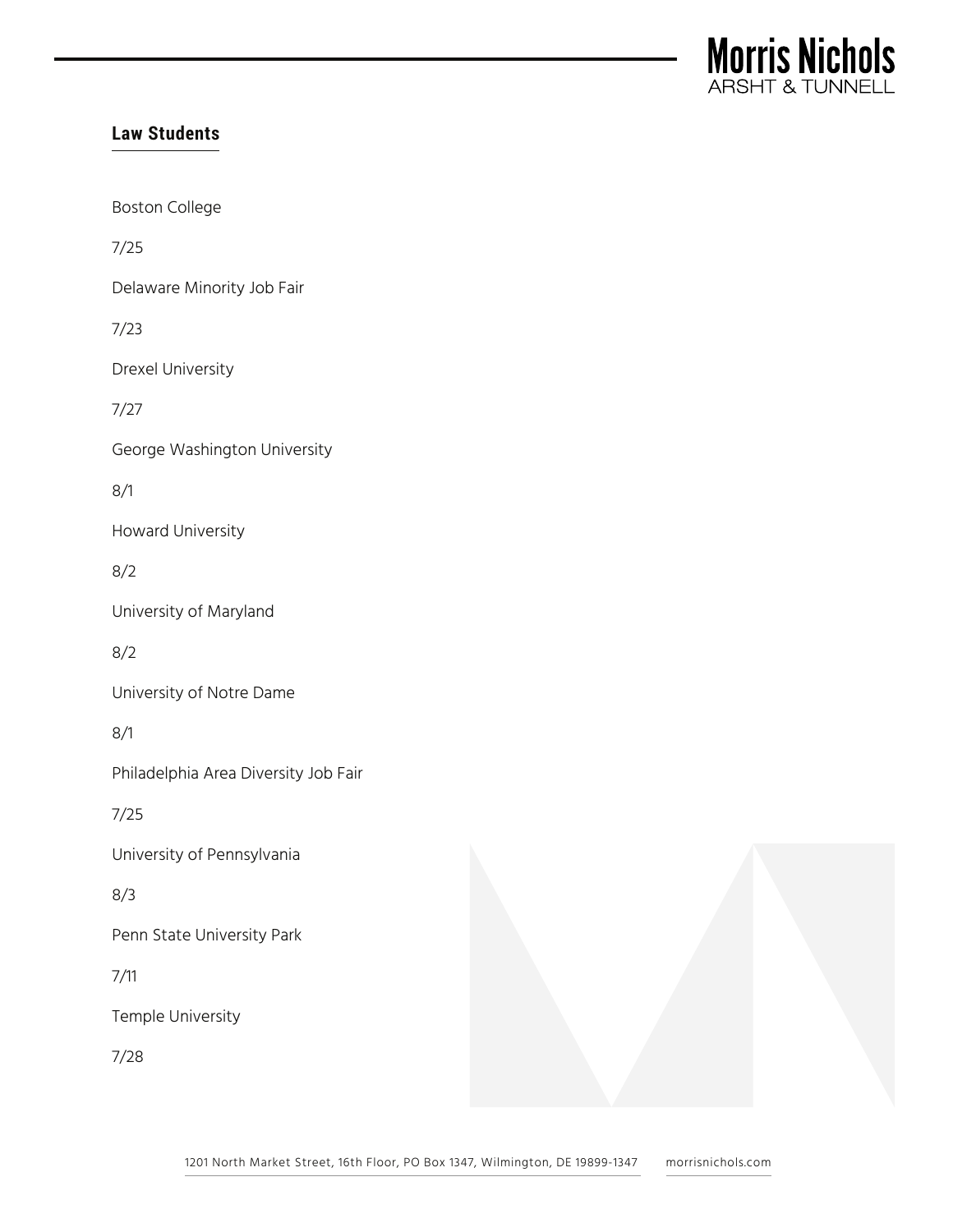## Law Students

Boston College

7/25

Delaware Minority Job Fair

7/23

Drexel University

7/27

George Washington University

8/1

Howard University

8/2

University of Maryland

8/2

University of Notre Dame

8/1

Philadelphia Area Diversity Job Fair

7/25

University of Pennsylvania

8/3

Penn State University Park

7/11

Temple University

7/28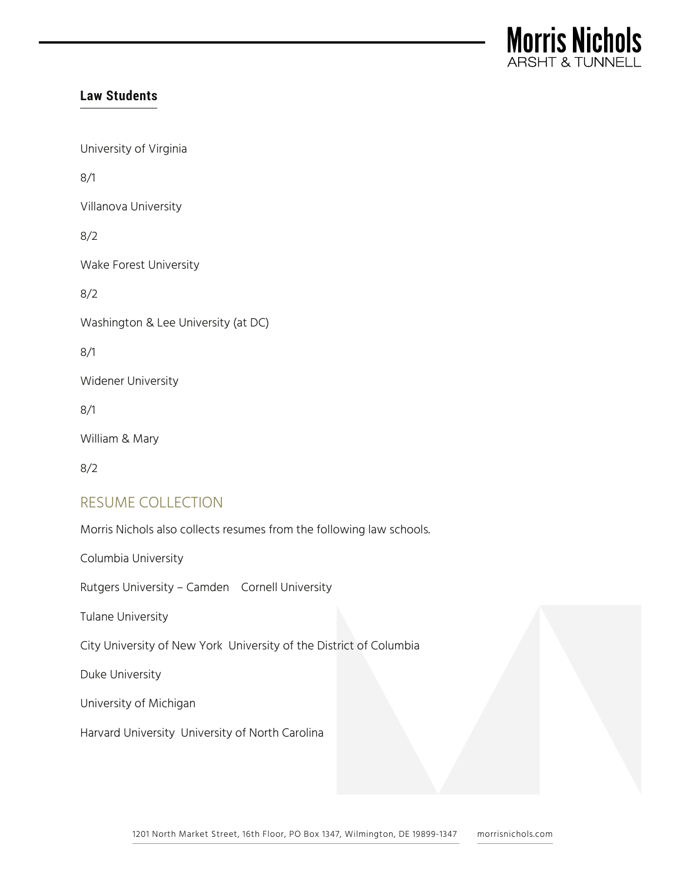## Law Students

University of Virginia

8/1

Villanova University

8/2

Wake Forest University

8/2

Washington & Lee University (at DC)

8/1

Widener University

8/1

William & Mary

8/2

## RESUME COLLECTION

Morris Nichols also collects resumes from the following law schools.

Columbia University

Rutgers University – Camden    Cornell University

Tulane University

City University of New York  University of the District of Columbia

Duke University

University of Michigan

Harvard University  University of North Carolina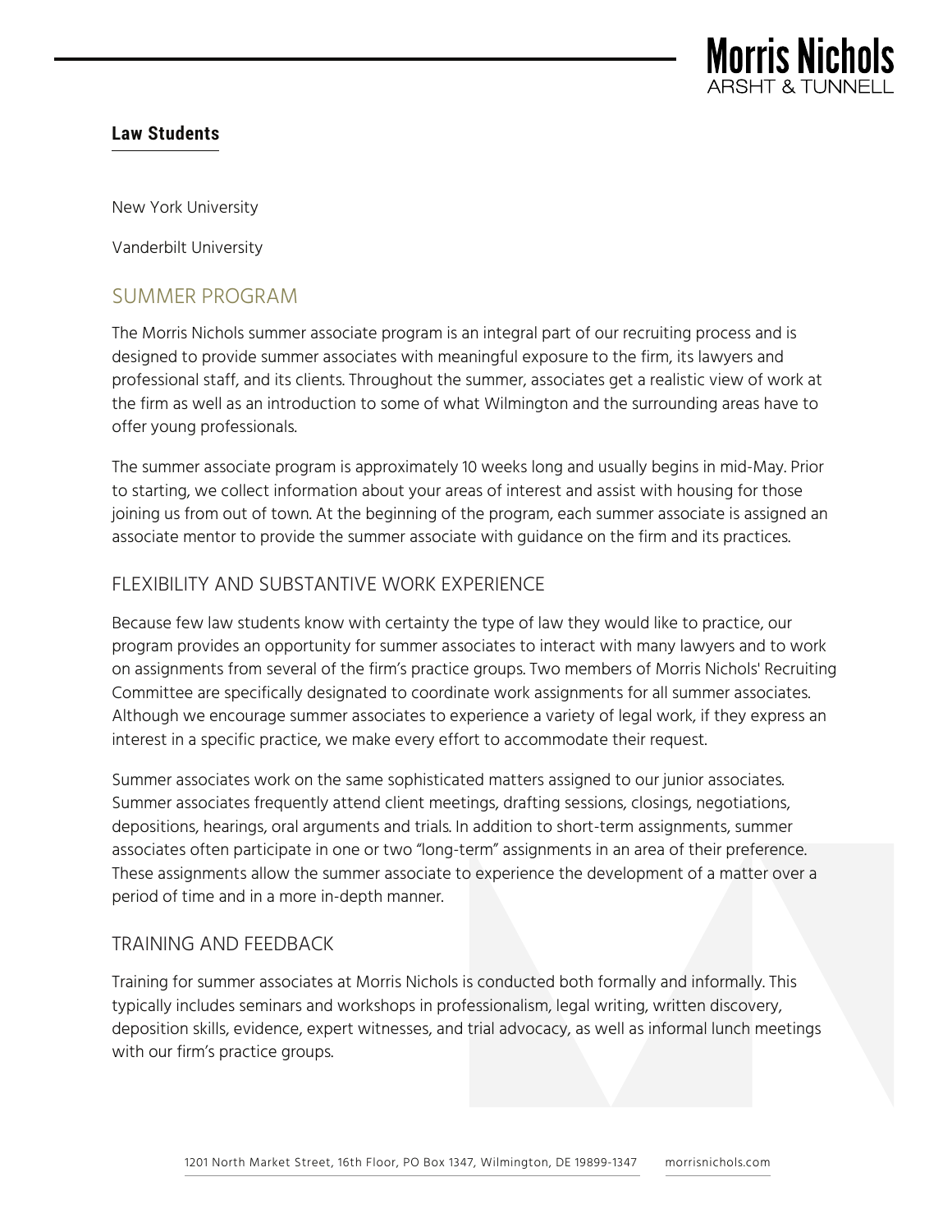## Law Students

New York University

Vanderbilt University

## SUMMER PROGRAM

The Morris Nichols summer associate program is an integral part of our recruiting process and is designed to provide summer associates with meaningful exposure to the firm, its lawyers and professional staff, and its clients. Throughout the summer, associates get a realistic view of work at the firm as well as an introduction to some of what Wilmington and the surrounding areas have to offer young professionals.

The summer associate program is approximately 10 weeks long and usually begins in mid-May. Prior to starting, we collect information about your areas of interest and assist with housing for those joining us from out of town. At the beginning of the program, each summer associate is assigned an associate mentor to provide the summer associate with guidance on the firm and its practices.

### FLEXIBILITY AND SUBSTANTIVE WORK EXPERIENCE

Because few law students know with certainty the type of law they would like to practice, our program provides an opportunity for summer associates to interact with many lawyers and to work on assignments from several of the firm's practice groups. Two members of Morris Nichols' Recruiting Committee are specifically designated to coordinate work assignments for all summer associates. Although we encourage summer associates to experience a variety of legal work, if they express an interest in a specific practice, we make every effort to accommodate their request.

Summer associates work on the same sophisticated matters assigned to our junior associates. Summer associates frequently attend client meetings, drafting sessions, closings, negotiations, depositions, hearings, oral arguments and trials. In addition to short-term assignments, summer associates often participate in one or two "long-term" assignments in an area of their preference. These assignments allow the summer associate to experience the development of a matter over a period of time and in a more in-depth manner.

### TRAINING AND FEEDBACK

Training for summer associates at Morris Nichols is conducted both formally and informally. This typically includes seminars and workshops in professionalism, legal writing, written discovery, deposition skills, evidence, expert witnesses, and trial advocacy, as well as informal lunch meetings with our firm's practice groups.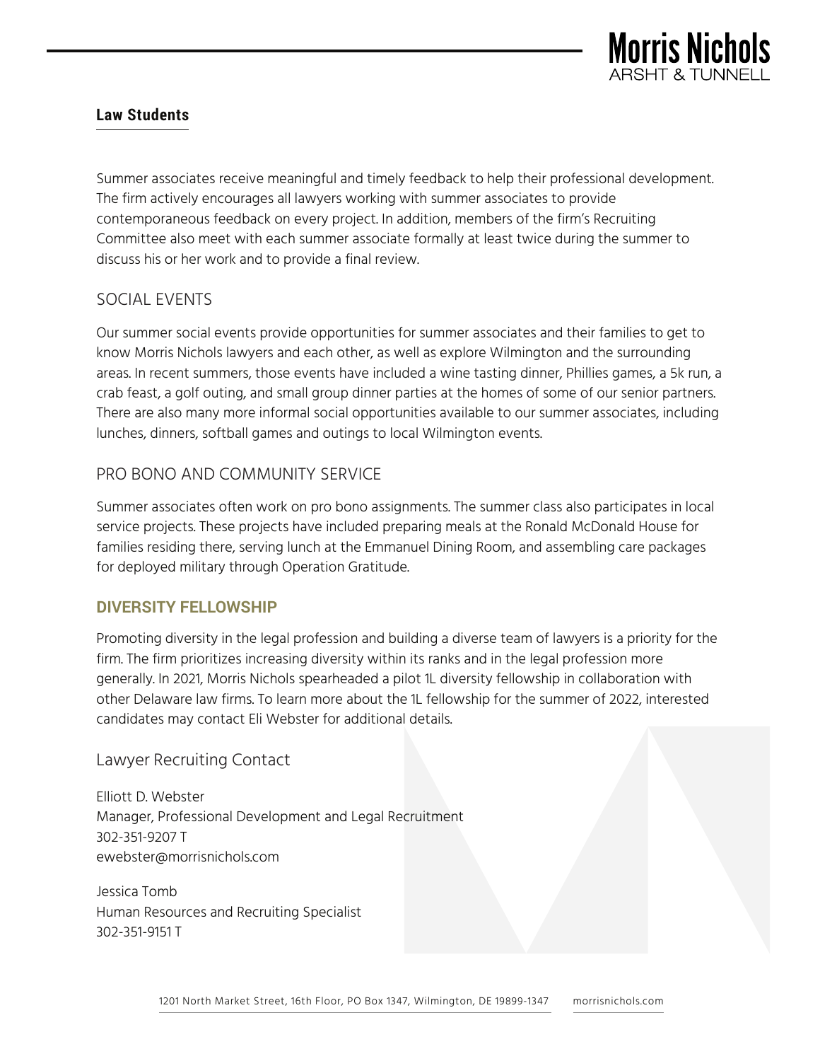## Law Students

Summer associates receive meaningful and timely feedback to help their professional development. The firm actively encourages all lawyers working with summer associates to provide contemporaneous feedback on every project. In addition, members of the firm's Recruiting Committee also meet with each summer associate formally at least twice during the summer to discuss his or her work and to provide a final review.

### SOCIAL EVENTS

Our summer social events provide opportunities for summer associates and their families to get to know Morris Nichols lawyers and each other, as well as explore Wilmington and the surrounding areas. In recent summers, those events have included a wine tasting dinner, Phillies games, a 5k run, a crab feast, a golf outing, and small group dinner parties at the homes of some of our senior partners. There are also many more informal social opportunities available to our summer associates, including lunches, dinners, softball games and outings to local Wilmington events.

### PRO BONO AND COMMUNITY SERVICE

Summer associates often work on pro bono assignments. The summer class also participates in local service projects. These projects have included preparing meals at the Ronald McDonald House for families residing there, serving lunch at the Emmanuel Dining Room, and assembling care packages for deployed military through Operation Gratitude.

### DIVERSITY FELLOWSHIP

Promoting diversity in the legal profession and building a diverse team of lawyers is a priority for the firm. The firm prioritizes increasing diversity within its ranks and in the legal profession more generally. In 2021, Morris Nichols spearheaded a pilot 1L diversity fellowship in collaboration with other Delaware law firms. To learn more about the 1L fellowship for the summer of 2022, interested candidates may contact Eli Webster for additional details.

### Lawyer Recruiting Contact

Elliott D. Webster
Manager, Professional Development and Legal Recruitment
302-351-9207 T
ewebster@morrisnichols.com

Jessica Tomb
Human Resources and Recruiting Specialist
302-351-9151 T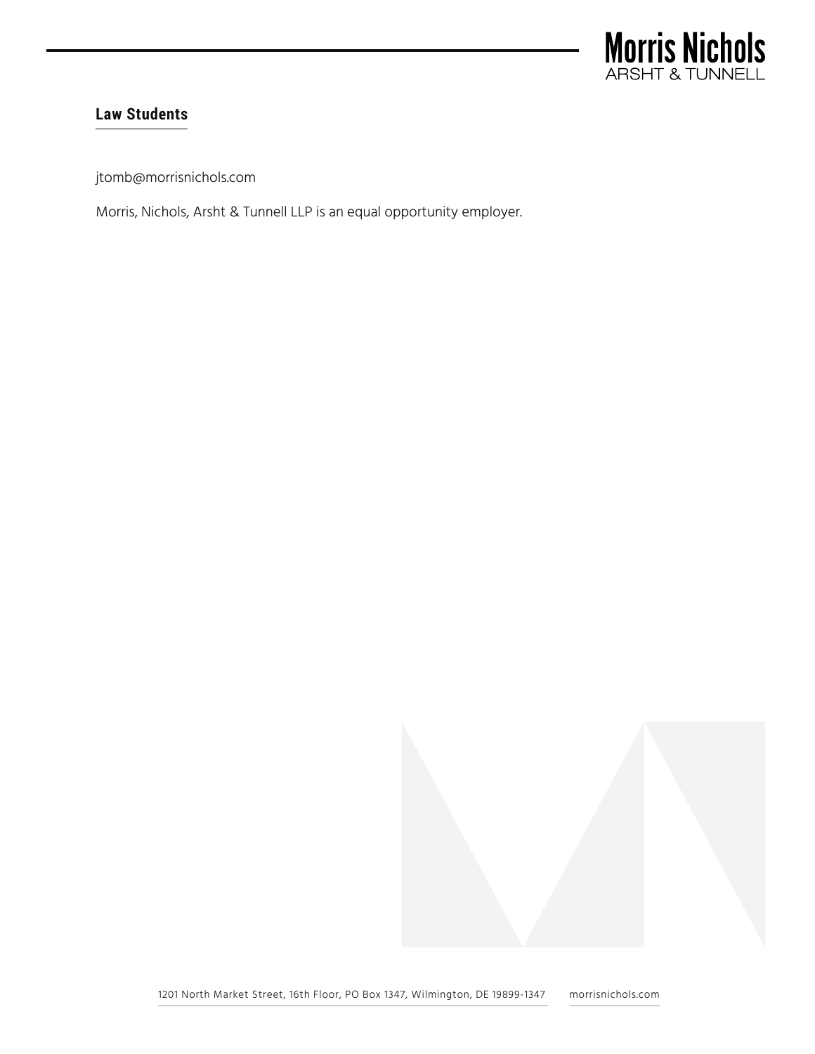## Law Students

jtomb@morrisnichols.com

Morris, Nichols, Arsht & Tunnell LLP is an equal opportunity employer.